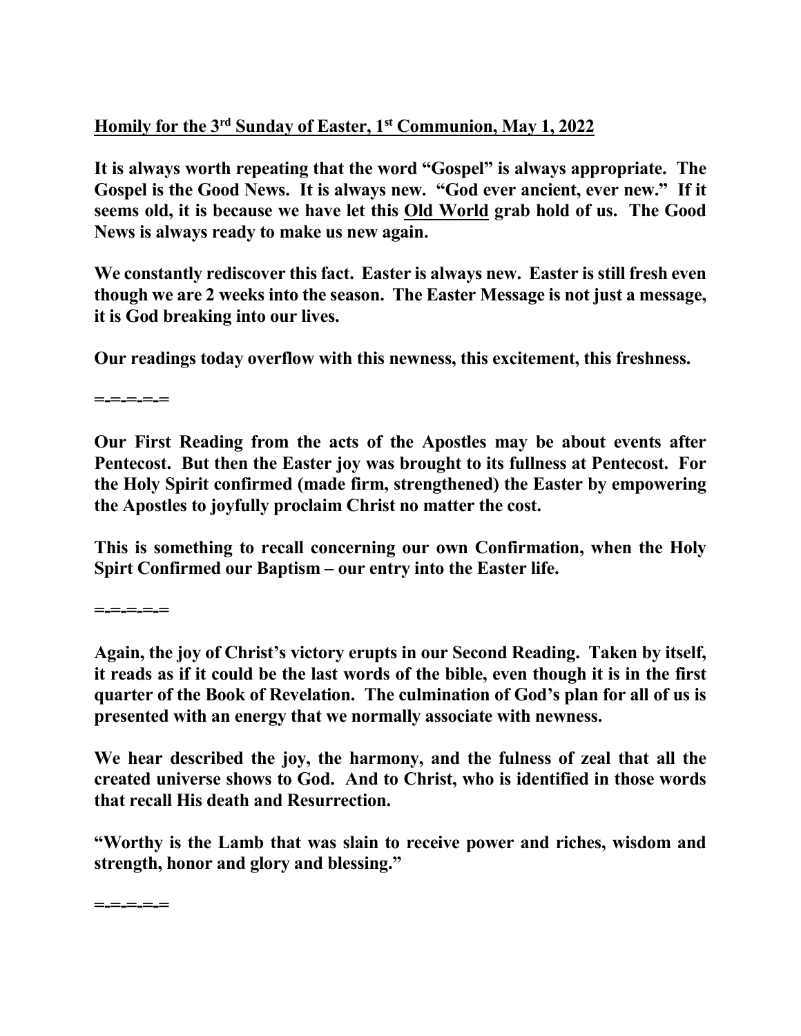**<u>Homily for the 3rd Sunday of Easter, 1st Communion, May 1, 2022</u>**

**It is always worth repeating that the word "Gospel" is always appropriate. The Gospel is the Good News. It is always new. "God ever ancient, ever new." If it seems old, it is because we have let this <u>Old World</u> grab hold of us. The Good News is always ready to make us new again.**

**We constantly rediscover this fact. Easter is always new. Easter is still fresh even though we are 2 weeks into the season. The Easter Message is not just a message, it is God breaking into our lives.**

**Our readings today overflow with this newness, this excitement, this freshness.**

**=-=-=-=-=**

**Our First Reading from the acts of the Apostles may be about events after Pentecost. But then the Easter joy was brought to its fullness at Pentecost. For the Holy Spirit confirmed (made firm, strengthened) the Easter by empowering the Apostles to joyfully proclaim Christ no matter the cost.**

**This is something to recall concerning our own Confirmation, when the Holy Spirt Confirmed our Baptism – our entry into the Easter life.**

**=-=-=-=-=**

**Again, the joy of Christ's victory erupts in our Second Reading. Taken by itself, it reads as if it could be the last words of the bible, even though it is in the first quarter of the Book of Revelation. The culmination of God's plan for all of us is presented with an energy that we normally associate with newness.**

**We hear described the joy, the harmony, and the fulness of zeal that all the created universe shows to God. And to Christ, who is identified in those words that recall His death and Resurrection.**

**"Worthy is the Lamb that was slain to receive power and riches, wisdom and strength, honor and glory and blessing."**

**=-=-=-=-=**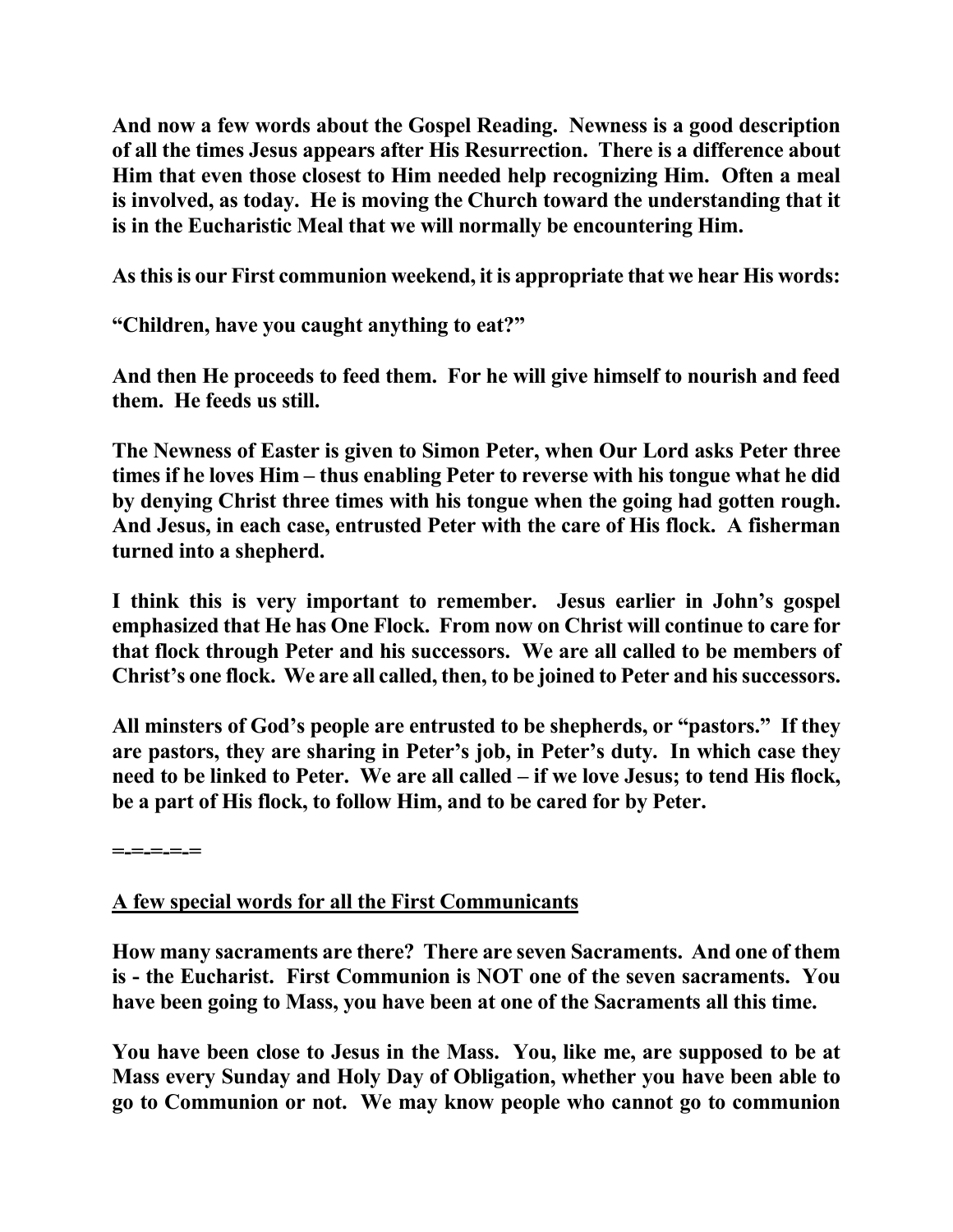**And now a few words about the Gospel Reading. Newness is a good description of all the times Jesus appears after His Resurrection. There is a difference about Him that even those closest to Him needed help recognizing Him. Often a meal is involved, as today. He is moving the Church toward the understanding that it is in the Eucharistic Meal that we will normally be encountering Him.**

**As this is our First communion weekend, it is appropriate that we hear His words:**

**"Children, have you caught anything to eat?"**

**And then He proceeds to feed them. For he will give himself to nourish and feed them. He feeds us still.**

**The Newness of Easter is given to Simon Peter, when Our Lord asks Peter three times if he loves Him – thus enabling Peter to reverse with his tongue what he did by denying Christ three times with his tongue when the going had gotten rough. And Jesus, in each case, entrusted Peter with the care of His flock. A fisherman turned into a shepherd.**

**I think this is very important to remember. Jesus earlier in John's gospel emphasized that He has One Flock. From now on Christ will continue to care for that flock through Peter and his successors. We are all called to be members of Christ's one flock. We are all called, then, to be joined to Peter and his successors.**

**All minsters of God's people are entrusted to be shepherds, or "pastors." If they are pastors, they are sharing in Peter's job, in Peter's duty. In which case they need to be linked to Peter. We are all called – if we love Jesus; to tend His flock, be a part of His flock, to follow Him, and to be cared for by Peter.**

**=-=-=-=-=**

**<u>A few special words for all the First Communicants</u>**

**How many sacraments are there? There are seven Sacraments. And one of them is - the Eucharist. First Communion is NOT one of the seven sacraments. You have been going to Mass, you have been at one of the Sacraments all this time.**

**You have been close to Jesus in the Mass. You, like me, are supposed to be at Mass every Sunday and Holy Day of Obligation, whether you have been able to go to Communion or not. We may know people who cannot go to communion**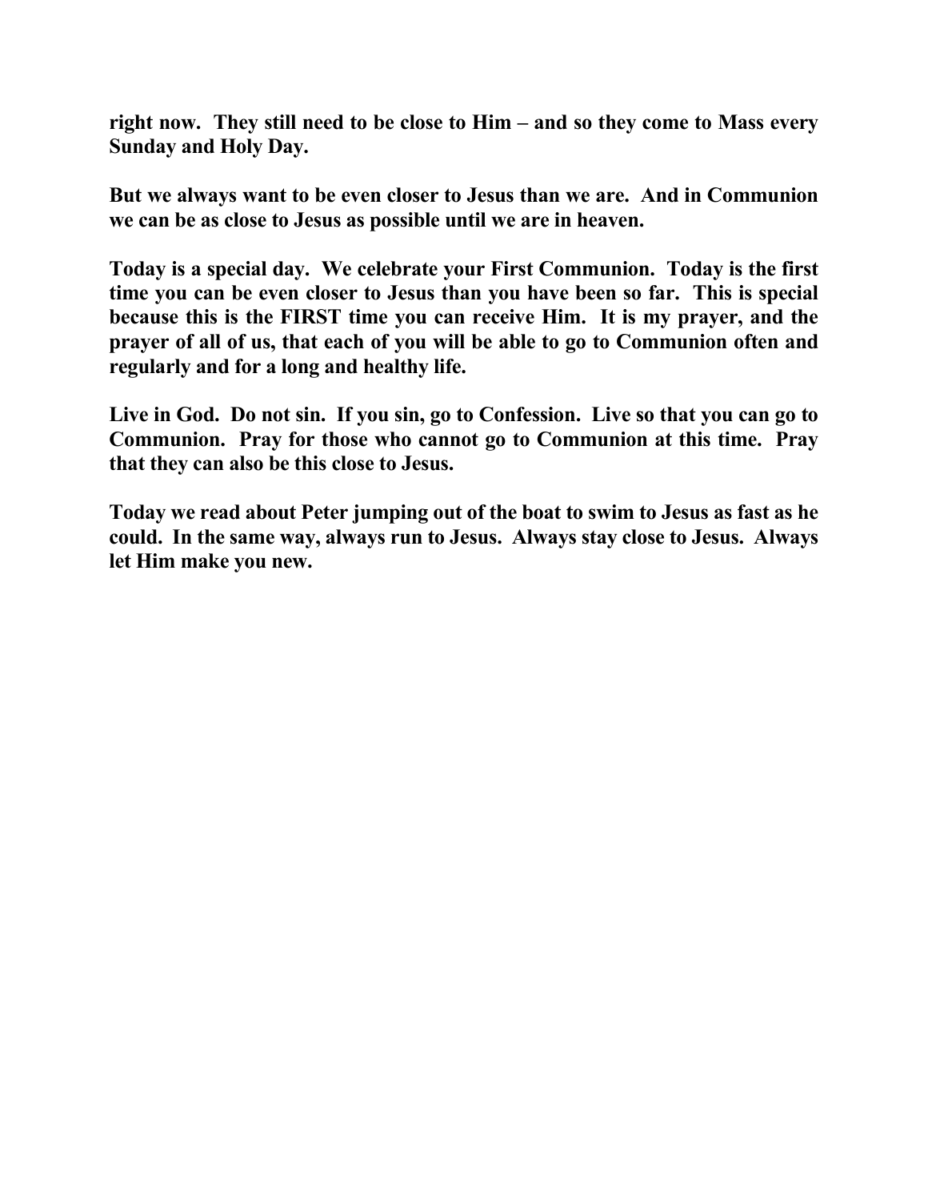**right now. They still need to be close to Him – and so they come to Mass every Sunday and Holy Day.**

**But we always want to be even closer to Jesus than we are. And in Communion we can be as close to Jesus as possible until we are in heaven.**

**Today is a special day. We celebrate your First Communion. Today is the first time you can be even closer to Jesus than you have been so far. This is special because this is the FIRST time you can receive Him. It is my prayer, and the prayer of all of us, that each of you will be able to go to Communion often and regularly and for a long and healthy life.**

**Live in God. Do not sin. If you sin, go to Confession. Live so that you can go to Communion. Pray for those who cannot go to Communion at this time. Pray that they can also be this close to Jesus.**

**Today we read about Peter jumping out of the boat to swim to Jesus as fast as he could. In the same way, always run to Jesus. Always stay close to Jesus. Always let Him make you new.**